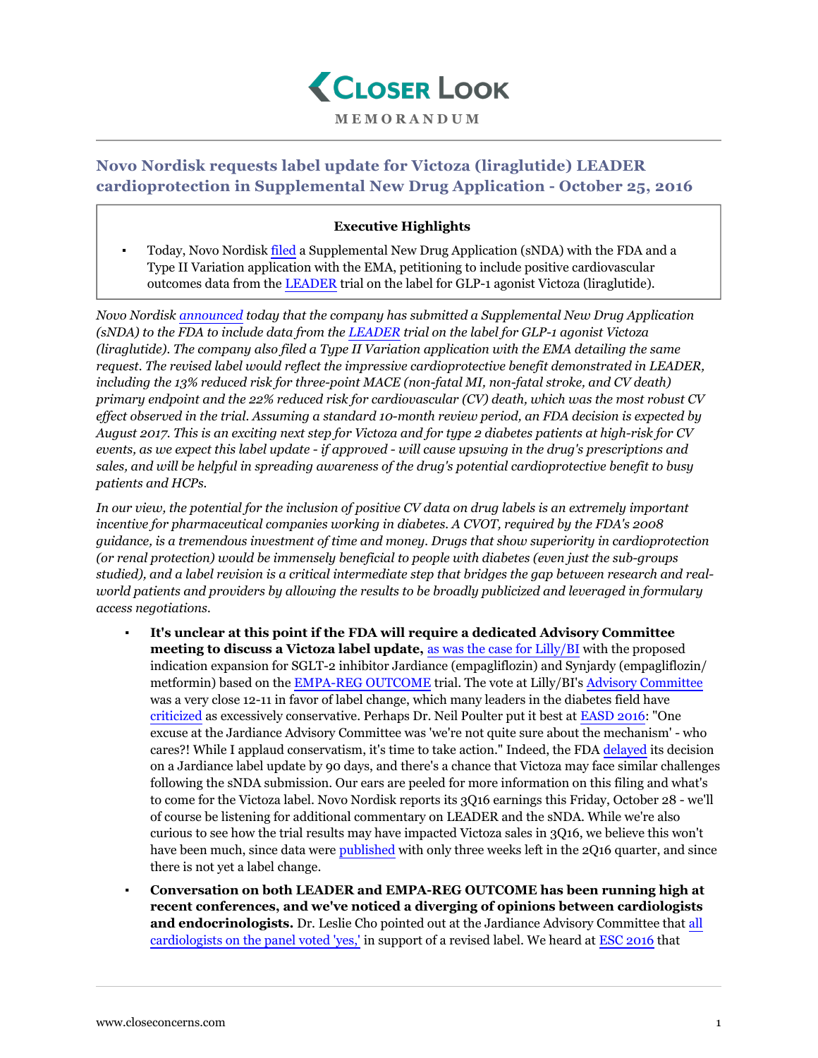# Closer Look

MEMORANDUM

## Novo Nordisk requests label update for Victoza (liraglutide) LEADER cardioprotection in Supplemental New Drug Application - October 25, 2016

**Executive Highlights**

- Today, Novo Nordisk filed a Supplemental New Drug Application (sNDA) with the FDA and a Type II Variation application with the EMA, petitioning to include positive cardiovascular outcomes data from the LEADER trial on the label for GLP-1 agonist Victoza (liraglutide).

*Novo Nordisk announced today that the company has submitted a Supplemental New Drug Application (sNDA) to the FDA to include data from the LEADER trial on the label for GLP-1 agonist Victoza (liraglutide). The company also filed a Type II Variation application with the EMA detailing the same request. The revised label would reflect the impressive cardioprotective benefit demonstrated in LEADER, including the 13% reduced risk for three-point MACE (non-fatal MI, non-fatal stroke, and CV death) primary endpoint and the 22% reduced risk for cardiovascular (CV) death, which was the most robust CV effect observed in the trial. Assuming a standard 10-month review period, an FDA decision is expected by August 2017. This is an exciting next step for Victoza and for type 2 diabetes patients at high-risk for CV events, as we expect this label update - if approved - will cause upswing in the drug's prescriptions and sales, and will be helpful in spreading awareness of the drug's potential cardioprotective benefit to busy patients and HCPs.*

*In our view, the potential for the inclusion of positive CV data on drug labels is an extremely important incentive for pharmaceutical companies working in diabetes. A CVOT, required by the FDA's 2008 guidance, is a tremendous investment of time and money. Drugs that show superiority in cardioprotection (or renal protection) would be immensely beneficial to people with diabetes (even just the sub-groups studied), and a label revision is a critical intermediate step that bridges the gap between research and real-world patients and providers by allowing the results to be broadly publicized and leveraged in formulary access negotiations.*

- **It's unclear at this point if the FDA will require a dedicated Advisory Committee meeting to discuss a Victoza label update,** as was the case for Lilly/BI with the proposed indication expansion for SGLT-2 inhibitor Jardiance (empagliflozin) and Synjardy (empagliflozin/metformin) based on the EMPA-REG OUTCOME trial. The vote at Lilly/BI's Advisory Committee was a very close 12-11 in favor of label change, which many leaders in the diabetes field have criticized as excessively conservative. Perhaps Dr. Neil Poulter put it best at EASD 2016: "One excuse at the Jardiance Advisory Committee was 'we're not quite sure about the mechanism' - who cares?! While I applaud conservatism, it's time to take action." Indeed, the FDA delayed its decision on a Jardiance label update by 90 days, and there's a chance that Victoza may face similar challenges following the sNDA submission. Our ears are peeled for more information on this filing and what's to come for the Victoza label. Novo Nordisk reports its 3Q16 earnings this Friday, October 28 - we'll of course be listening for additional commentary on LEADER and the sNDA. While we're also curious to see how the trial results may have impacted Victoza sales in 3Q16, we believe this won't have been much, since data were published with only three weeks left in the 2Q16 quarter, and since there is not yet a label change.
- **Conversation on both LEADER and EMPA-REG OUTCOME has been running high at recent conferences, and we've noticed a diverging of opinions between cardiologists and endocrinologists.** Dr. Leslie Cho pointed out at the Jardiance Advisory Committee that all cardiologists on the panel voted 'yes,' in support of a revised label. We heard at ESC 2016 that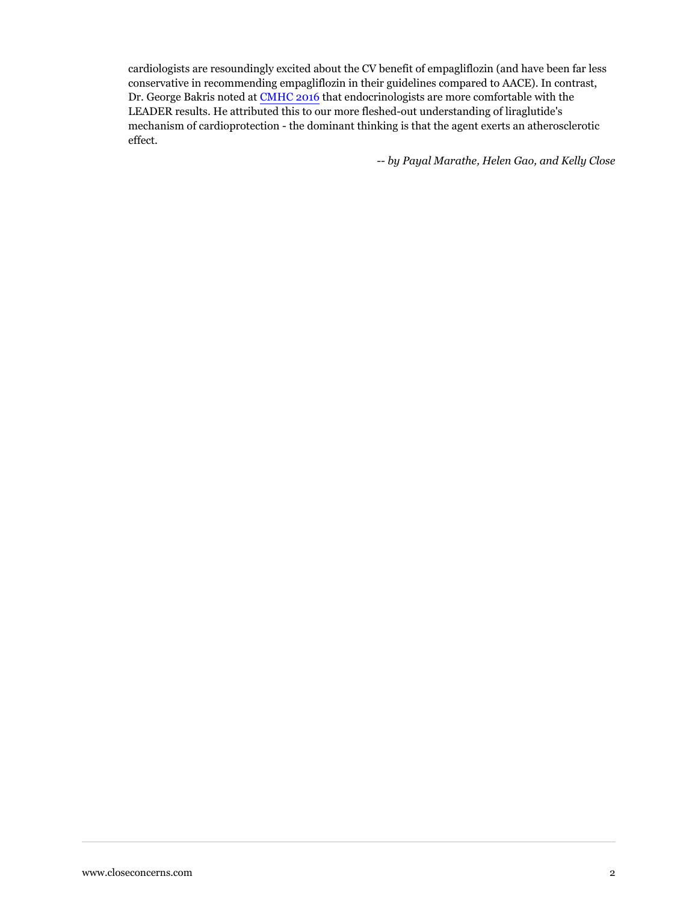cardiologists are resoundingly excited about the CV benefit of empagliflozin (and have been far less conservative in recommending empagliflozin in their guidelines compared to AACE). In contrast, Dr. George Bakris noted at CMHC 2016 that endocrinologists are more comfortable with the LEADER results. He attributed this to our more fleshed-out understanding of liraglutide's mechanism of cardioprotection - the dominant thinking is that the agent exerts an atherosclerotic effect.

*-- by Payal Marathe, Helen Gao, and Kelly Close*